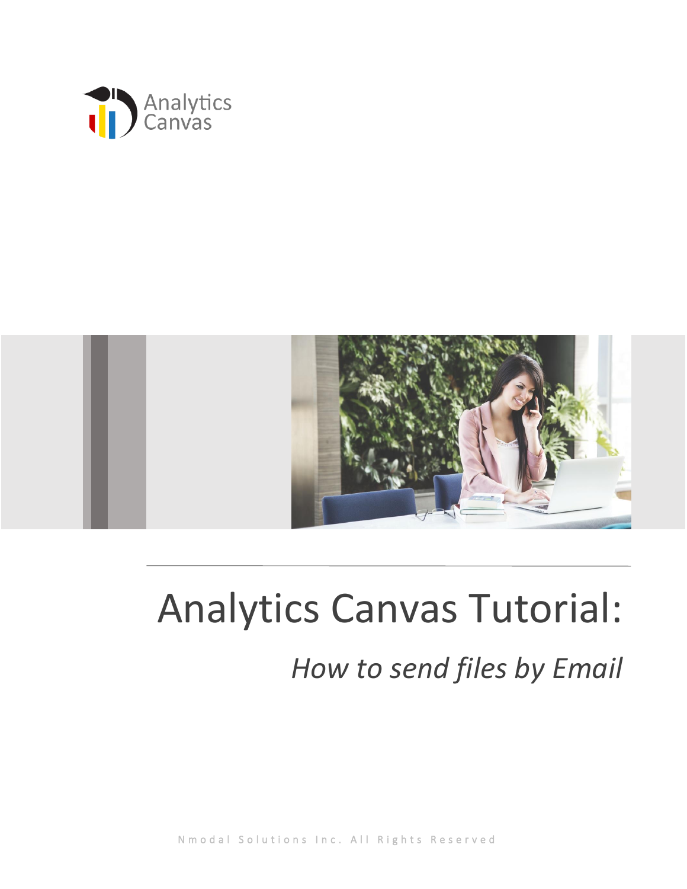Analytics Canvas

# Analytics Canvas Tutorial:

## *How to send files by Email*

Nmodal Solutions Inc. All Rights Reserved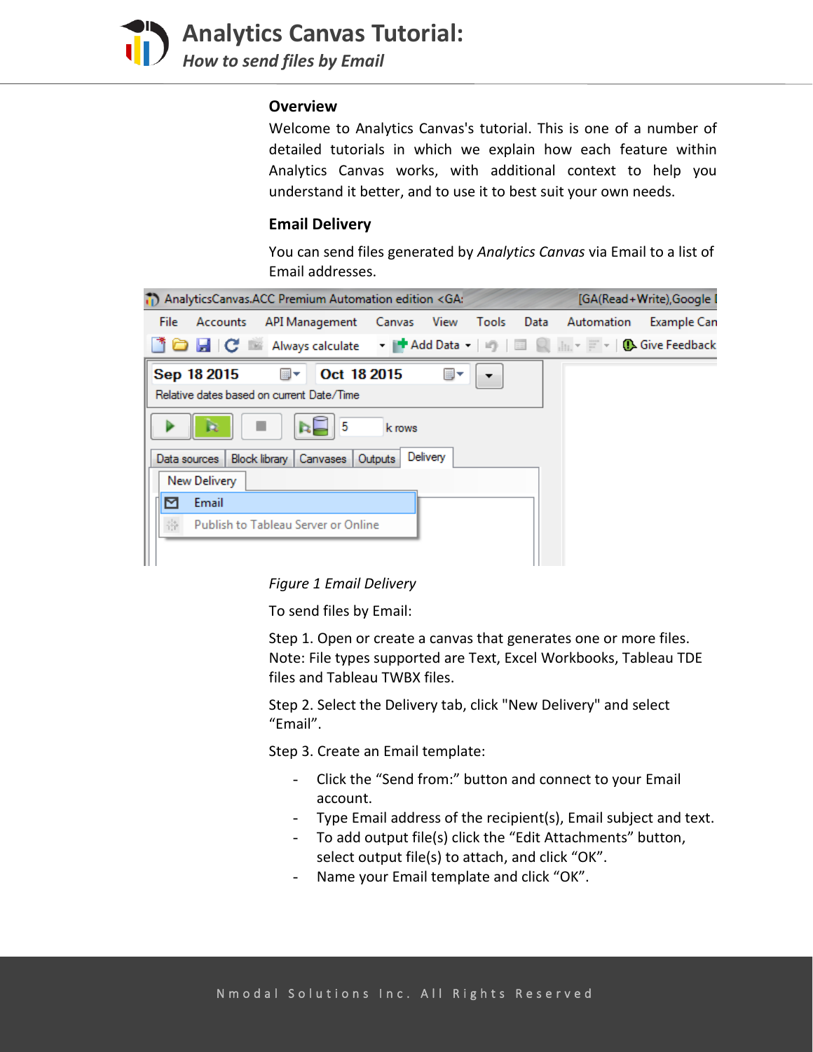### Overview

Welcome to Analytics Canvas's tutorial. This is one of a number of detailed tutorials in which we explain how each feature within Analytics Canvas works, with additional context to help you understand it better, and to use it to best suit your own needs.

### Email Delivery

You can send files generated by *Analytics Canvas* via Email to a list of Email addresses.

*Figure 1 Email Delivery*

To send files by Email:

Step 1. Open or create a canvas that generates one or more files. Note: File types supported are Text, Excel Workbooks, Tableau TDE files and Tableau TWBX files.

Step 2. Select the Delivery tab, click "New Delivery" and select “Email”.

Step 3. Create an Email template:

- Click the “Send from:” button and connect to your Email account.
- Type Email address of the recipient(s), Email subject and text.
- To add output file(s) click the “Edit Attachments” button, select output file(s) to attach, and click “OK”.
- Name your Email template and click “OK”.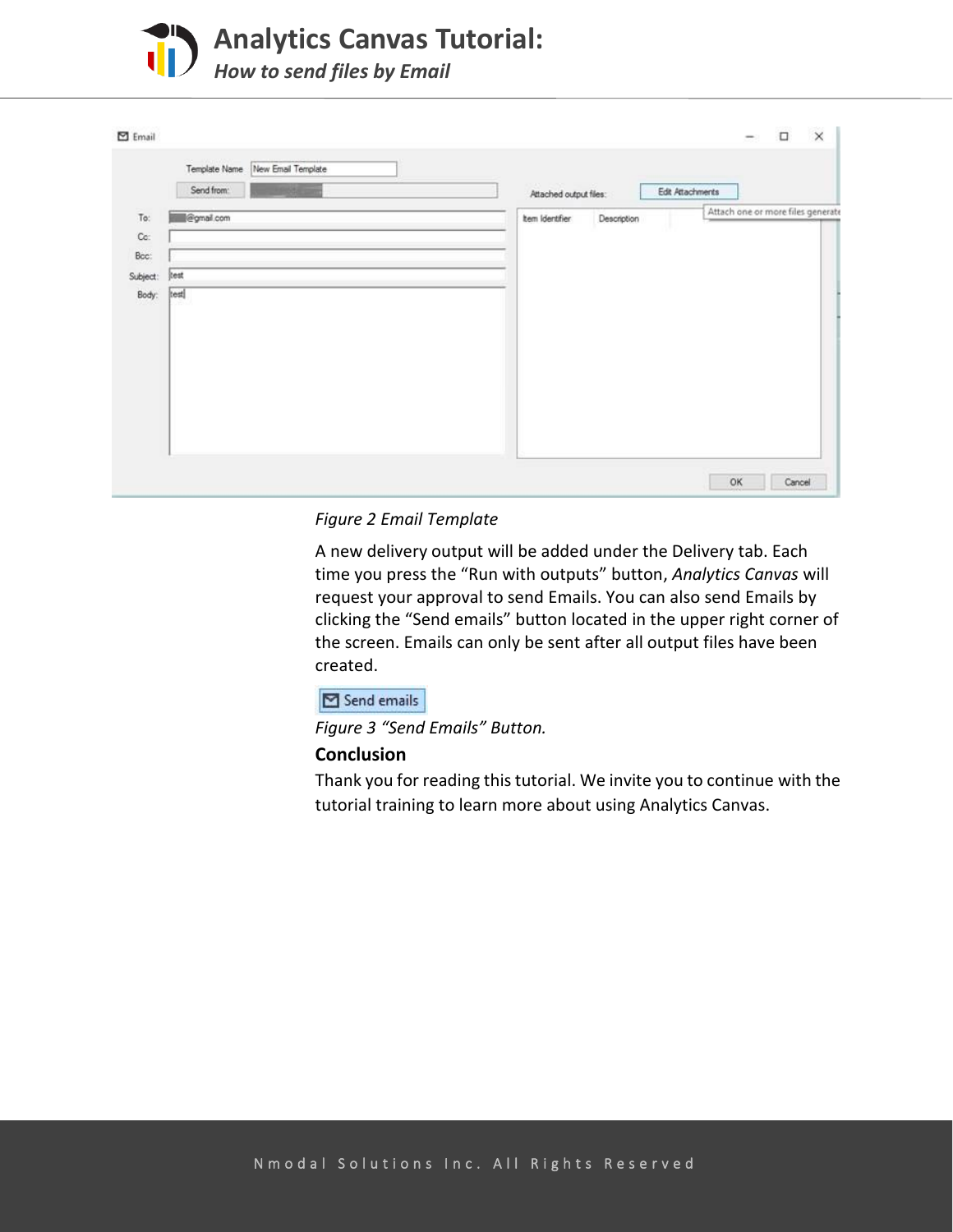*Figure 2 Email Template*

A new delivery output will be added under the Delivery tab. Each time you press the “Run with outputs” button, *Analytics Canvas* will request your approval to send Emails. You can also send Emails by clicking the “Send emails” button located in the upper right corner of the screen. Emails can only be sent after all output files have been created.

*Figure 3 “Send Emails” Button.*

**Conclusion**

Thank you for reading this tutorial. We invite you to continue with the tutorial training to learn more about using Analytics Canvas.